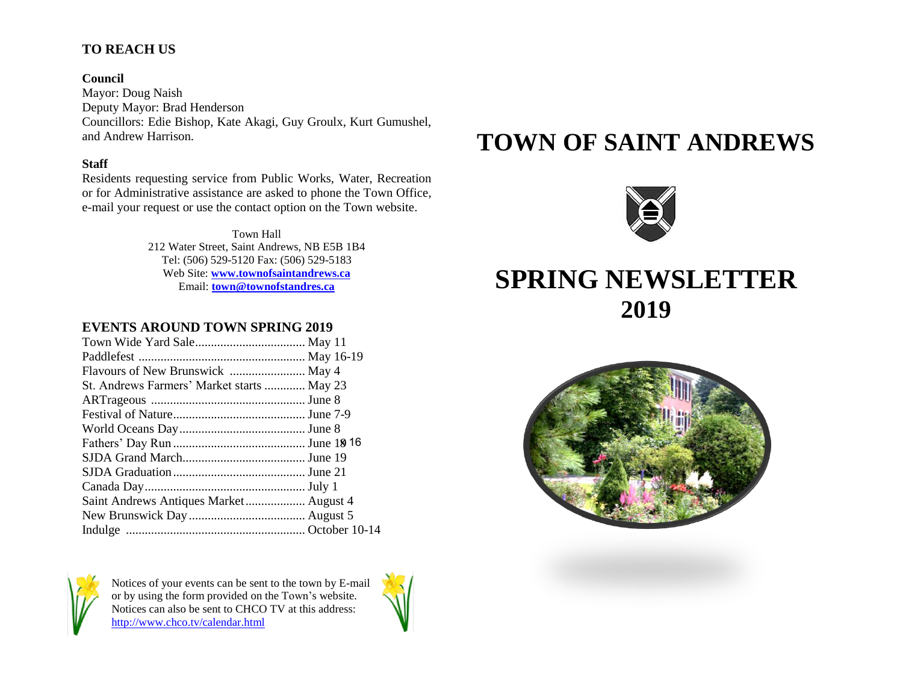## TO REACH US

**Council**

Mayor: Doug Naish
Deputy Mayor: Brad Henderson
Councillors: Edie Bishop, Kate Akagi, Guy Groulx, Kurt Gumushel, and Andrew Harrison.

**Staff**

Residents requesting service from Public Works, Water, Recreation or for Administrative assistance are asked to phone the Town Office, e-mail your request or use the contact option on the Town website.

Town Hall
212 Water Street, Saint Andrews, NB E5B 1B4
Tel: (506) 529-5120 Fax: (506) 529-5183
Web Site: **[www.townofsaintandrews.ca](http://www.townofsaintandrews.ca)**
Email: **[town@townofstandres.ca](mailto:town@townofstandres.ca)**

## EVENTS AROUND TOWN SPRING 2019

| Event | Date |
|---|---|
| Town Wide Yard Sale | May 11 |
| Paddlefest | May 16-19 |
| Flavours of New Brunswick | May 4 |
| St. Andrews Farmers' Market starts | May 23 |
| ARTrageous | June 8 |
| Festival of Nature | June 7-9 |
| World Oceans Day | June 8 |
| Fathers' Day Run | June 18 16 |
| SJDA Grand March | June 19 |
| SJDA Graduation | June 21 |
| Canada Day | July 1 |
| Saint Andrews Antiques Market | August 4 |
| New Brunswick Day | August 5 |
| Indulge | October 10-14 |

Notices of your events can be sent to the town by E-mail or by using the form provided on the Town's website. Notices can also be sent to CHCO TV at this address: [http://www.chco.tv/calendar.html](http://www.chco.tv/calendar.html)

# TOWN OF SAINT ANDREWS

# SPRING NEWSLETTER 2019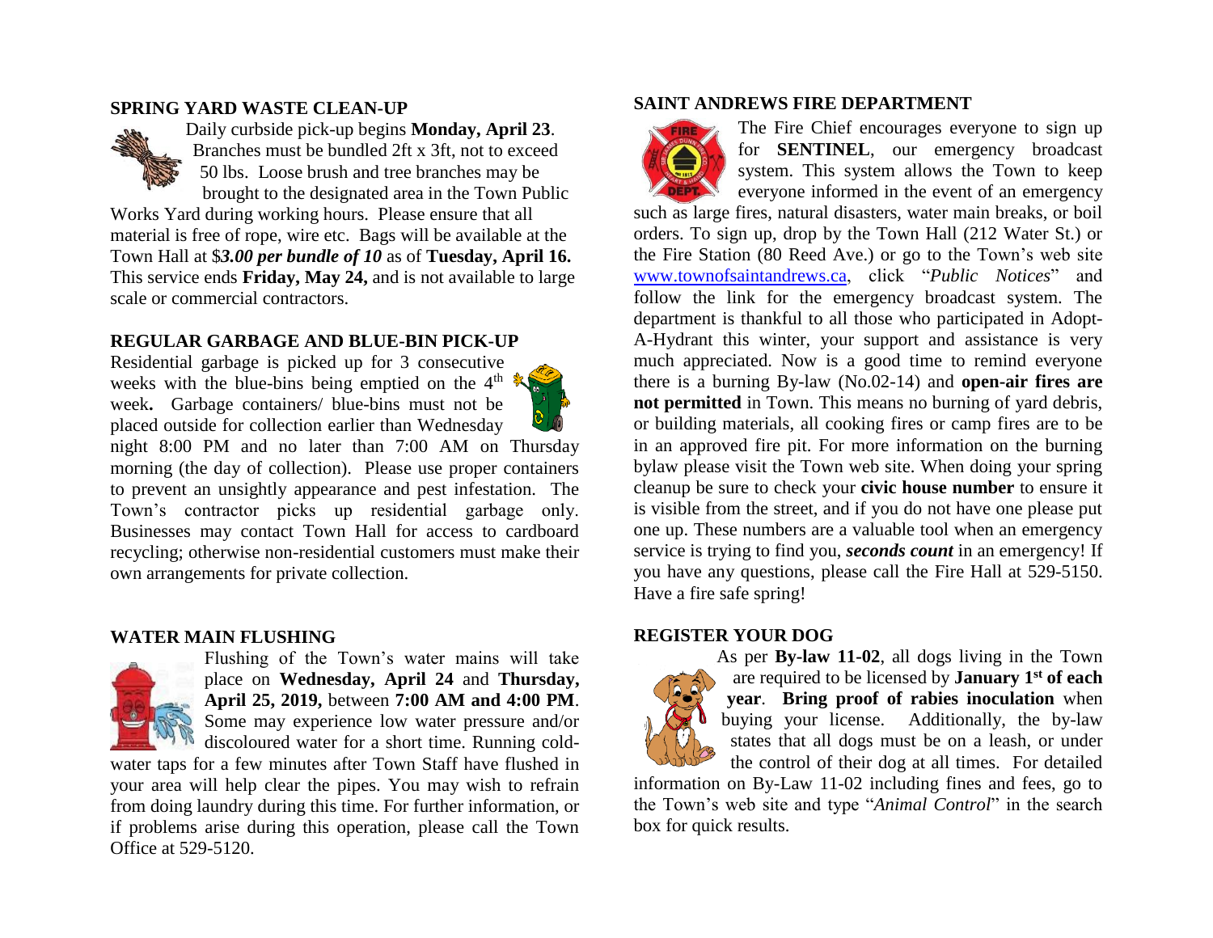## SPRING YARD WASTE CLEAN-UP

Daily curbside pick-up begins **Monday, April 23**. Branches must be bundled 2ft x 3ft, not to exceed 50 lbs. Loose brush and tree branches may be brought to the designated area in the Town Public Works Yard during working hours. Please ensure that all material is free of rope, wire etc. Bags will be available at the Town Hall at $***3.00 per bundle of 10*** as of **Tuesday, April 16.** This service ends **Friday, May 24,** and is not available to large scale or commercial contractors.

## REGULAR GARBAGE AND BLUE-BIN PICK-UP

Residential garbage is picked up for 3 consecutive weeks with the blue-bins being emptied on the 4th week**.** Garbage containers/ blue-bins must not be placed outside for collection earlier than Wednesday night 8:00 PM and no later than 7:00 AM on Thursday morning (the day of collection). Please use proper containers to prevent an unsightly appearance and pest infestation. The Town's contractor picks up residential garbage only. Businesses may contact Town Hall for access to cardboard recycling; otherwise non-residential customers must make their own arrangements for private collection.

## WATER MAIN FLUSHING

Flushing of the Town's water mains will take place on **Wednesday, April 24** and **Thursday, April 25, 2019,** between **7:00 AM and 4:00 PM**. Some may experience low water pressure and/or discoloured water for a short time. Running cold-water taps for a few minutes after Town Staff have flushed in your area will help clear the pipes. You may wish to refrain from doing laundry during this time. For further information, or if problems arise during this operation, please call the Town Office at 529-5120.

## SAINT ANDREWS FIRE DEPARTMENT

The Fire Chief encourages everyone to sign up for **SENTINEL**, our emergency broadcast system. This system allows the Town to keep everyone informed in the event of an emergency such as large fires, natural disasters, water main breaks, or boil orders. To sign up, drop by the Town Hall (212 Water St.) or the Fire Station (80 Reed Ave.) or go to the Town's web site www.townofsaintandrews.ca, click "*Public Notices*" and follow the link for the emergency broadcast system. The department is thankful to all those who participated in Adopt-A-Hydrant this winter, your support and assistance is very much appreciated. Now is a good time to remind everyone there is a burning By-law (No.02-14) and **open-air fires are not permitted** in Town. This means no burning of yard debris, or building materials, all cooking fires or camp fires are to be in an approved fire pit. For more information on the burning bylaw please visit the Town web site. When doing your spring cleanup be sure to check your **civic house number** to ensure it is visible from the street, and if you do not have one please put one up. These numbers are a valuable tool when an emergency service is trying to find you, ***seconds count*** in an emergency! If you have any questions, please call the Fire Hall at 529-5150. Have a fire safe spring!

## REGISTER YOUR DOG

As per **By-law 11-02**, all dogs living in the Town are required to be licensed by **January 1st of each year**. **Bring proof of rabies inoculation** when buying your license. Additionally, the by-law states that all dogs must be on a leash, or under the control of their dog at all times. For detailed information on By-Law 11-02 including fines and fees, go to the Town's web site and type "*Animal Control*" in the search box for quick results.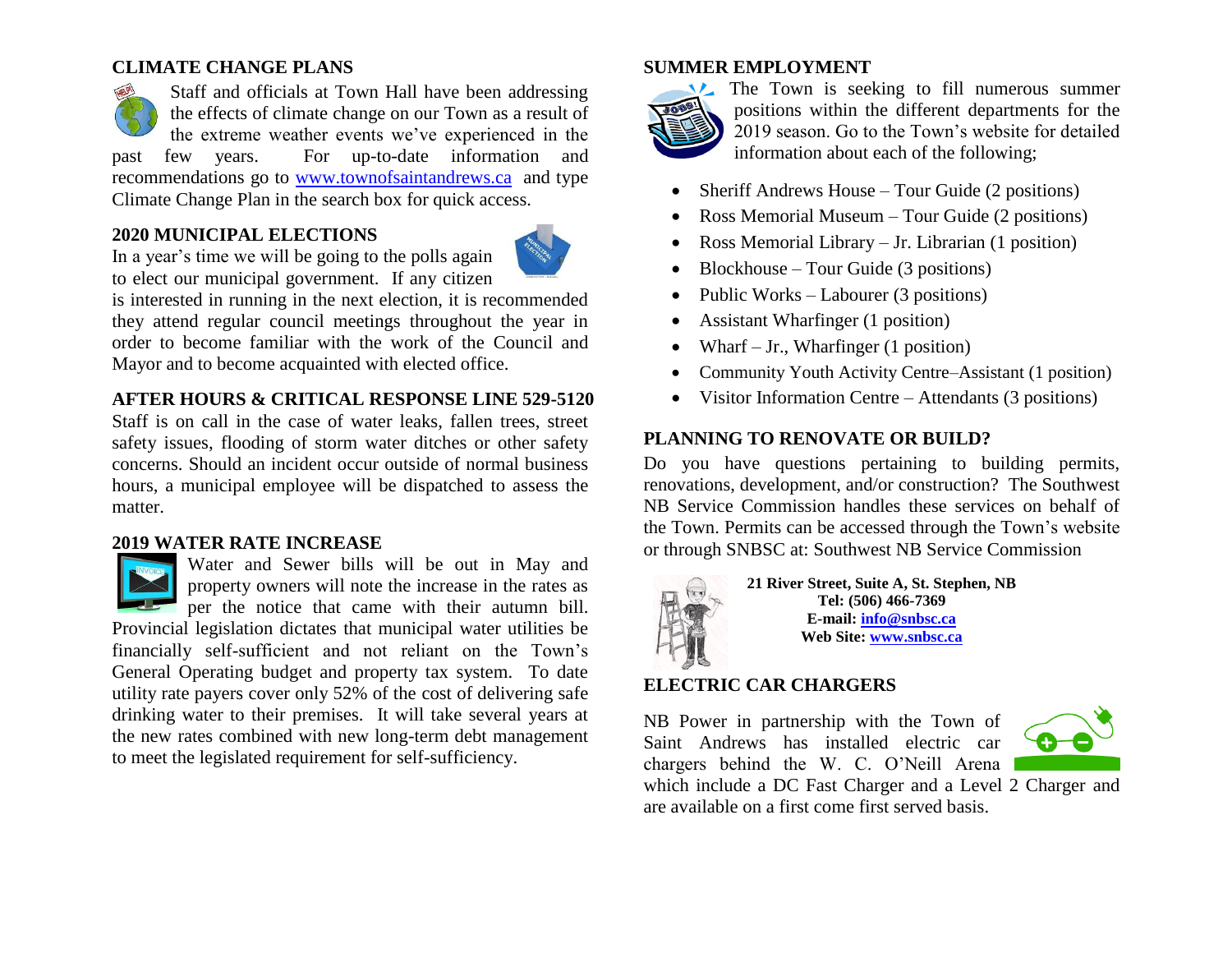## CLIMATE CHANGE PLANS

Staff and officials at Town Hall have been addressing the effects of climate change on our Town as a result of the extreme weather events we've experienced in the past few years. For up-to-date information and recommendations go to [www.townofsaintandrews.ca](http://www.townofsaintandrews.ca) and type Climate Change Plan in the search box for quick access.

## 2020 MUNICIPAL ELECTIONS

In a year's time we will be going to the polls again to elect our municipal government. If any citizen is interested in running in the next election, it is recommended they attend regular council meetings throughout the year in order to become familiar with the work of the Council and Mayor and to become acquainted with elected office.

## AFTER HOURS & CRITICAL RESPONSE LINE 529-5120

Staff is on call in the case of water leaks, fallen trees, street safety issues, flooding of storm water ditches or other safety concerns. Should an incident occur outside of normal business hours, a municipal employee will be dispatched to assess the matter.

## 2019 WATER RATE INCREASE

Water and Sewer bills will be out in May and property owners will note the increase in the rates as per the notice that came with their autumn bill. Provincial legislation dictates that municipal water utilities be financially self-sufficient and not reliant on the Town's General Operating budget and property tax system. To date utility rate payers cover only 52% of the cost of delivering safe drinking water to their premises. It will take several years at the new rates combined with new long-term debt management to meet the legislated requirement for self-sufficiency.

## SUMMER EMPLOYMENT

The Town is seeking to fill numerous summer positions within the different departments for the 2019 season. Go to the Town's website for detailed information about each of the following;

- Sheriff Andrews House – Tour Guide (2 positions)
- Ross Memorial Museum – Tour Guide (2 positions)
- Ross Memorial Library – Jr. Librarian (1 position)
- Blockhouse – Tour Guide (3 positions)
- Public Works – Labourer (3 positions)
- Assistant Wharfinger (1 position)
- Wharf – Jr., Wharfinger (1 position)
- Community Youth Activity Centre–Assistant (1 position)
- Visitor Information Centre – Attendants (3 positions)

## PLANNING TO RENOVATE OR BUILD?

Do you have questions pertaining to building permits, renovations, development, and/or construction? The Southwest NB Service Commission handles these services on behalf of the Town. Permits can be accessed through the Town's website or through SNBSC at: Southwest NB Service Commission

**21 River Street, Suite A, St. Stephen, NB**
**Tel: (506) 466-7369**
**E-mail: [info@snbsc.ca](mailto:info@snbsc.ca)**
**Web Site: [www.snbsc.ca](http://www.snbsc.ca)**

## ELECTRIC CAR CHARGERS

NB Power in partnership with the Town of Saint Andrews has installed electric car chargers behind the W. C. O'Neill Arena which include a DC Fast Charger and a Level 2 Charger and are available on a first come first served basis.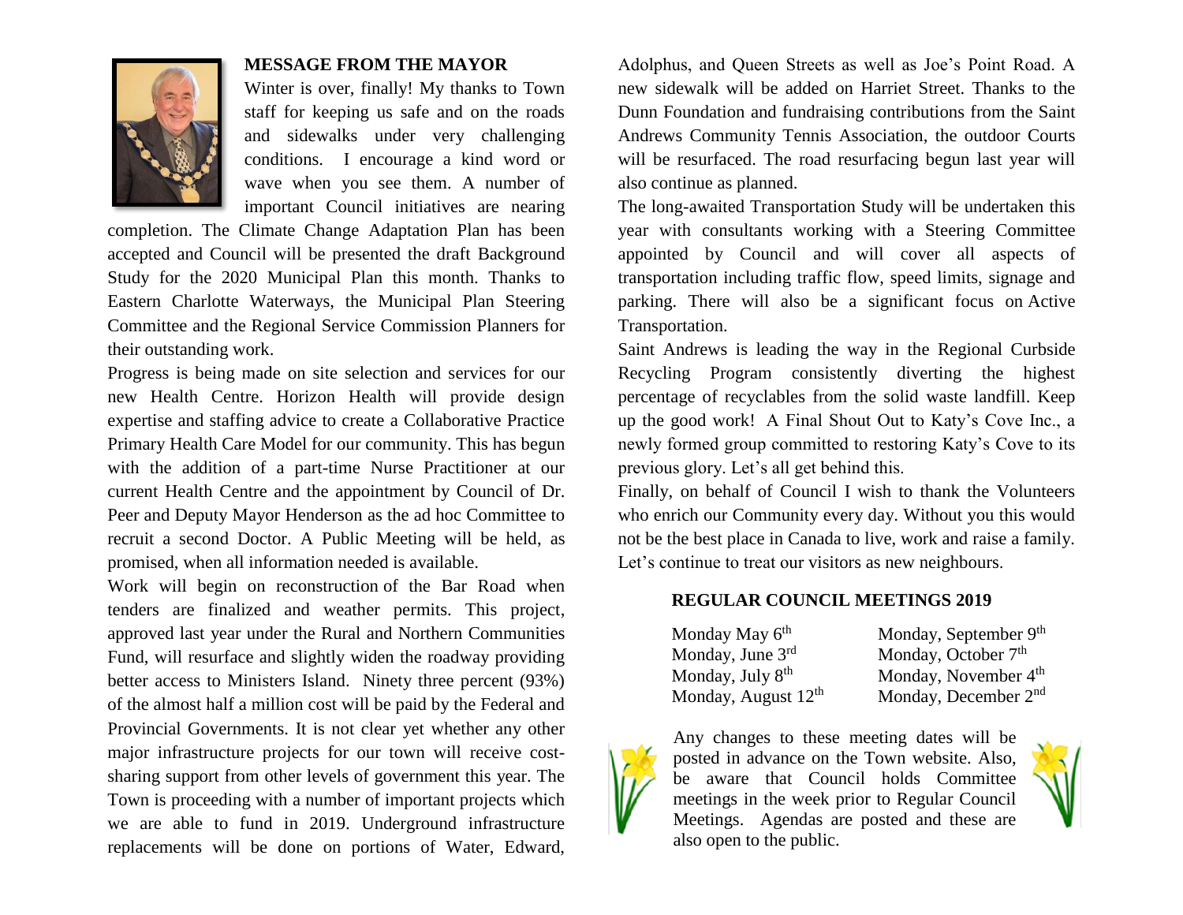## MESSAGE FROM THE MAYOR

Winter is over, finally! My thanks to Town staff for keeping us safe and on the roads and sidewalks under very challenging conditions. I encourage a kind word or wave when you see them. A number of important Council initiatives are nearing completion. The Climate Change Adaptation Plan has been accepted and Council will be presented the draft Background Study for the 2020 Municipal Plan this month. Thanks to Eastern Charlotte Waterways, the Municipal Plan Steering Committee and the Regional Service Commission Planners for their outstanding work.

Progress is being made on site selection and services for our new Health Centre. Horizon Health will provide design expertise and staffing advice to create a Collaborative Practice Primary Health Care Model for our community. This has begun with the addition of a part-time Nurse Practitioner at our current Health Centre and the appointment by Council of Dr. Peer and Deputy Mayor Henderson as the ad hoc Committee to recruit a second Doctor. A Public Meeting will be held, as promised, when all information needed is available.

Work will begin on reconstruction of the Bar Road when tenders are finalized and weather permits. This project, approved last year under the Rural and Northern Communities Fund, will resurface and slightly widen the roadway providing better access to Ministers Island. Ninety three percent (93%) of the almost half a million cost will be paid by the Federal and Provincial Governments. It is not clear yet whether any other major infrastructure projects for our town will receive cost-sharing support from other levels of government this year. The Town is proceeding with a number of important projects which we are able to fund in 2019. Underground infrastructure replacements will be done on portions of Water, Edward, Adolphus, and Queen Streets as well as Joe's Point Road. A new sidewalk will be added on Harriet Street. Thanks to the Dunn Foundation and fundraising contributions from the Saint Andrews Community Tennis Association, the outdoor Courts will be resurfaced. The road resurfacing begun last year will also continue as planned.

The long-awaited Transportation Study will be undertaken this year with consultants working with a Steering Committee appointed by Council and will cover all aspects of transportation including traffic flow, speed limits, signage and parking. There will also be a significant focus on Active Transportation.

Saint Andrews is leading the way in the Regional Curbside Recycling Program consistently diverting the highest percentage of recyclables from the solid waste landfill. Keep up the good work! A Final Shout Out to Katy's Cove Inc., a newly formed group committed to restoring Katy's Cove to its previous glory. Let's all get behind this.

Finally, on behalf of Council I wish to thank the Volunteers who enrich our Community every day. Without you this would not be the best place in Canada to live, work and raise a family. Let's continue to treat our visitors as new neighbours.

## REGULAR COUNCIL MEETINGS 2019

| | |
|---|---|
| Monday May 6th | Monday, September 9th |
| Monday, June 3rd | Monday, October 7th |
| Monday, July 8th | Monday, November 4th |
| Monday, August 12th | Monday, December 2nd |

Any changes to these meeting dates will be posted in advance on the Town website. Also, be aware that Council holds Committee meetings in the week prior to Regular Council Meetings. Agendas are posted and these are also open to the public.